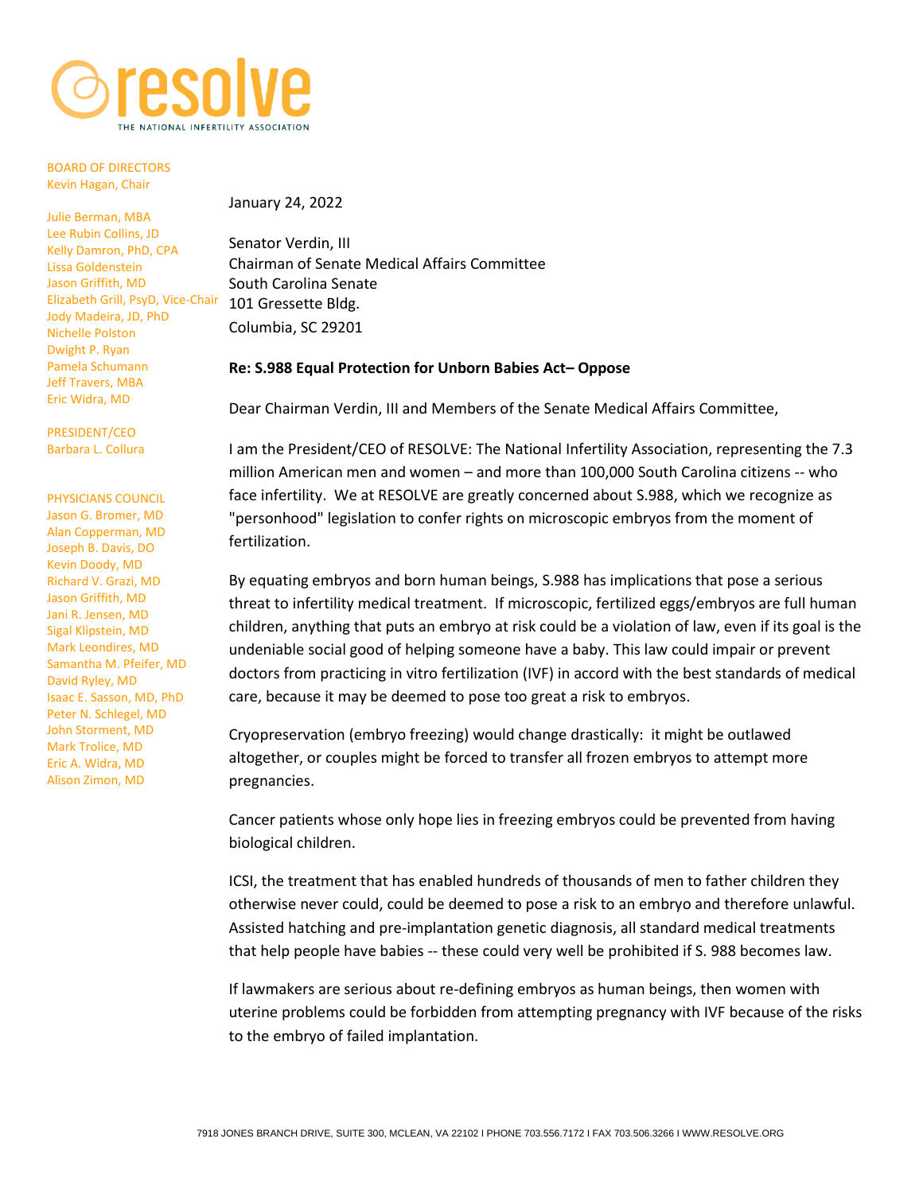# resolve
THE NATIONAL INFERTILITY ASSOCIATION

BOARD OF DIRECTORS
Kevin Hagan, Chair

Julie Berman, MBA
Lee Rubin Collins, JD
Kelly Damron, PhD, CPA
Lissa Goldenstein
Jason Griffith, MD
Elizabeth Grill, PsyD, Vice-Chair
Jody Madeira, JD, PhD
Nichelle Polston
Dwight P. Ryan
Pamela Schumann
Jeff Travers, MBA
Eric Widra, MD

PRESIDENT/CEO
Barbara L. Collura

PHYSICIANS COUNCIL
Jason G. Bromer, MD
Alan Copperman, MD
Joseph B. Davis, DO
Kevin Doody, MD
Richard V. Grazi, MD
Jason Griffith, MD
Jani R. Jensen, MD
Sigal Klipstein, MD
Mark Leondires, MD
Samantha M. Pfeifer, MD
David Ryley, MD
Isaac E. Sasson, MD, PhD
Peter N. Schlegel, MD
John Storment, MD
Mark Trolice, MD
Eric A. Widra, MD
Alison Zimon, MD

January 24, 2022

Senator Verdin, III
Chairman of Senate Medical Affairs Committee
South Carolina Senate
101 Gressette Bldg.
Columbia, SC 29201

**Re: S.988 Equal Protection for Unborn Babies Act– Oppose**

Dear Chairman Verdin, III and Members of the Senate Medical Affairs Committee,

I am the President/CEO of RESOLVE: The National Infertility Association, representing the 7.3 million American men and women – and more than 100,000 South Carolina citizens -- who face infertility. We at RESOLVE are greatly concerned about S.988, which we recognize as "personhood" legislation to confer rights on microscopic embryos from the moment of fertilization.

By equating embryos and born human beings, S.988 has implications that pose a serious threat to infertility medical treatment. If microscopic, fertilized eggs/embryos are full human children, anything that puts an embryo at risk could be a violation of law, even if its goal is the undeniable social good of helping someone have a baby. This law could impair or prevent doctors from practicing in vitro fertilization (IVF) in accord with the best standards of medical care, because it may be deemed to pose too great a risk to embryos.

Cryopreservation (embryo freezing) would change drastically: it might be outlawed altogether, or couples might be forced to transfer all frozen embryos to attempt more pregnancies.

Cancer patients whose only hope lies in freezing embryos could be prevented from having biological children.

ICSI, the treatment that has enabled hundreds of thousands of men to father children they otherwise never could, could be deemed to pose a risk to an embryo and therefore unlawful. Assisted hatching and pre-implantation genetic diagnosis, all standard medical treatments that help people have babies -- these could very well be prohibited if S. 988 becomes law.

If lawmakers are serious about re-defining embryos as human beings, then women with uterine problems could be forbidden from attempting pregnancy with IVF because of the risks to the embryo of failed implantation.

7918 JONES BRANCH DRIVE, SUITE 300, MCLEAN, VA 22102 I PHONE 703.556.7172 I FAX 703.506.3266 I WWW.RESOLVE.ORG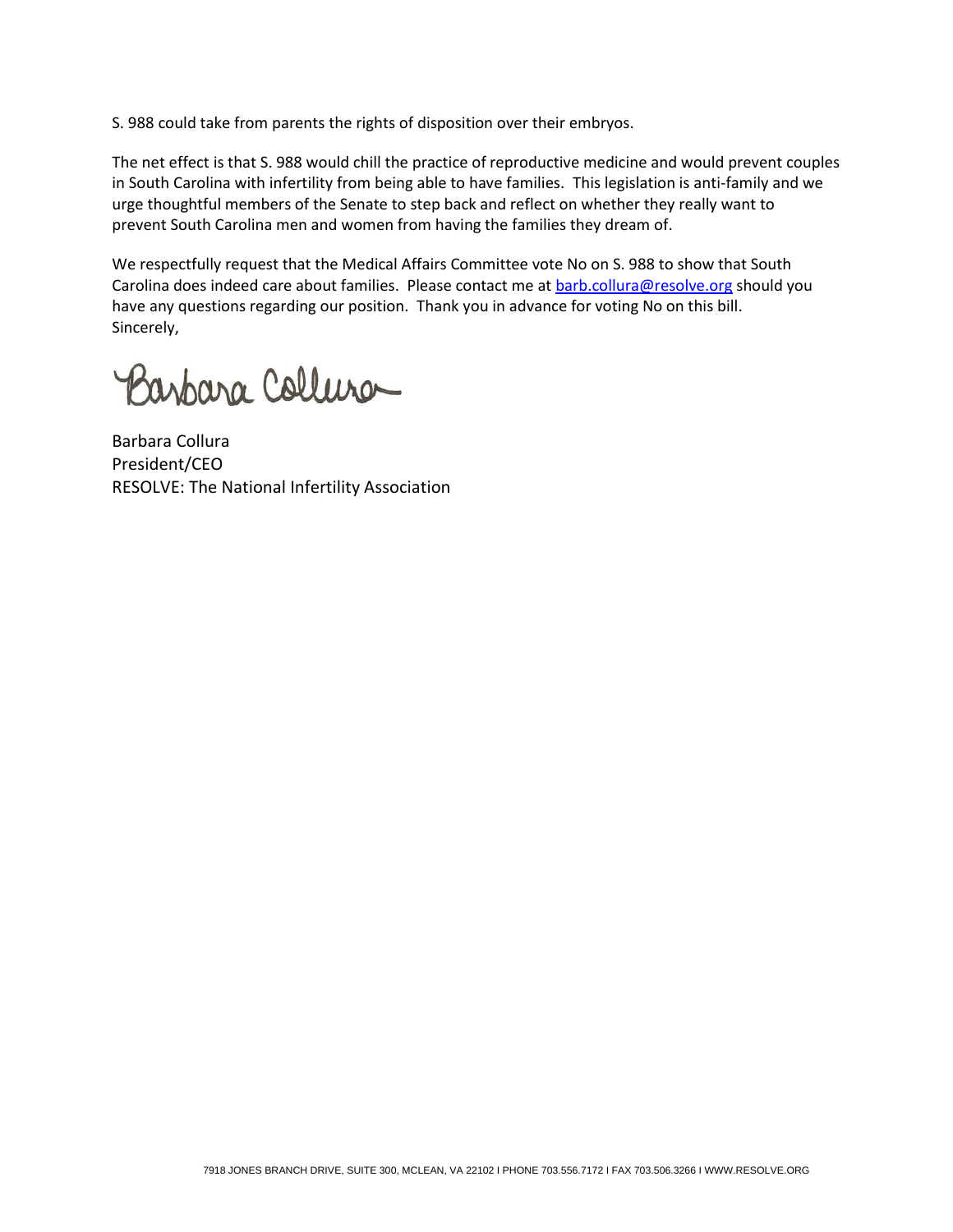S. 988 could take from parents the rights of disposition over their embryos.

The net effect is that S. 988 would chill the practice of reproductive medicine and would prevent couples in South Carolina with infertility from being able to have families. This legislation is anti-family and we urge thoughtful members of the Senate to step back and reflect on whether they really want to prevent South Carolina men and women from having the families they dream of.

We respectfully request that the Medical Affairs Committee vote No on S. 988 to show that South Carolina does indeed care about families. Please contact me at barb.collura@resolve.org should you have any questions regarding our position. Thank you in advance for voting No on this bill.
Sincerely,

Barbara Collura
President/CEO
RESOLVE: The National Infertility Association